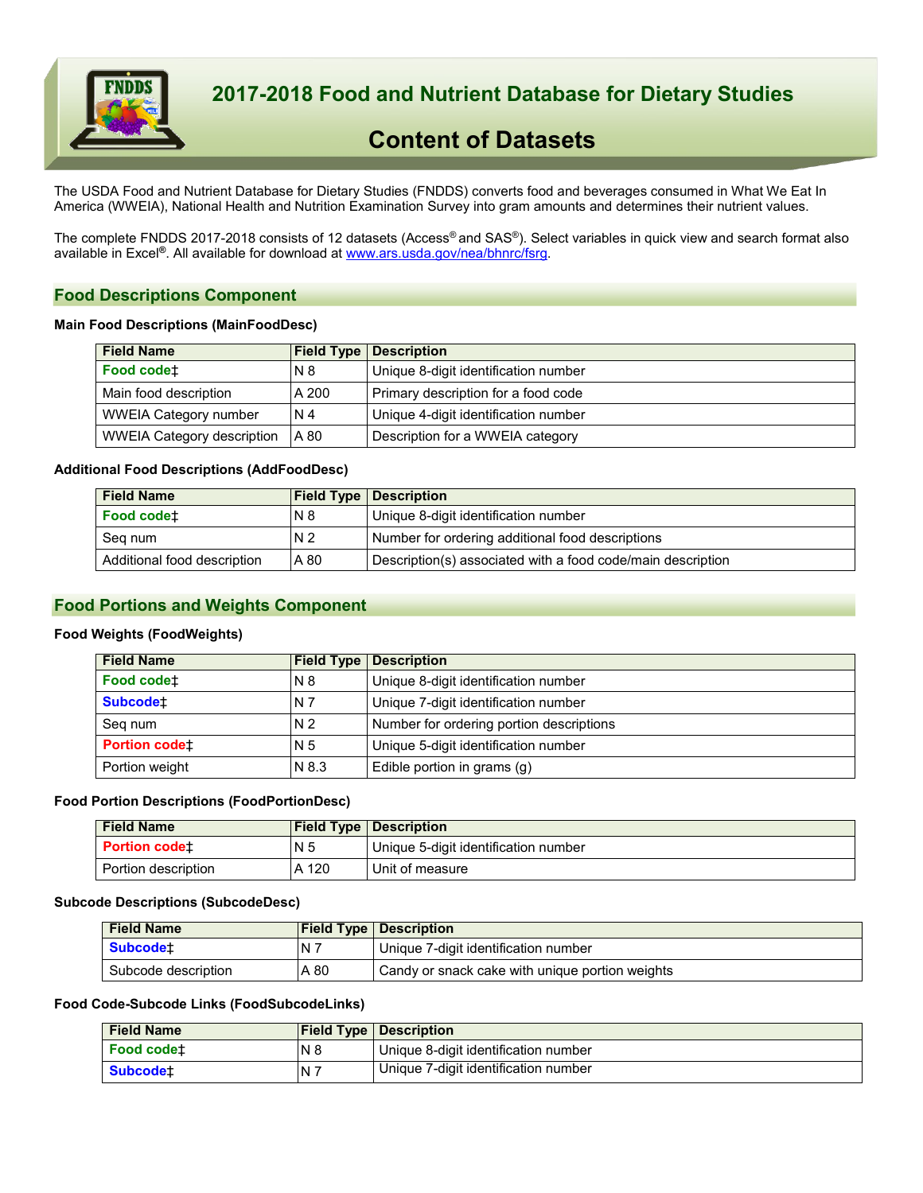# 2017-2018 Food and Nutrient Database for Dietary Studies

# Content of Datasets

The USDA Food and Nutrient Database for Dietary Studies (FNDDS) converts food and beverages consumed in What We Eat In America (WWEIA), National Health and Nutrition Examination Survey into gram amounts and determines their nutrient values.

The complete FNDDS 2017-2018 consists of 12 datasets (Access® and SAS®). Select variables in quick view and search format also available in Excel®. All available for download at www.ars.usda.gov/nea/bhnrc/fsrg.

## Food Descriptions Component

### Main Food Descriptions (MainFoodDesc)

| Field Name | Field Type | Description |
|---|---|---|
| Food code‡ | N 8 | Unique 8-digit identification number |
| Main food description | A 200 | Primary description for a food code |
| WWEIA Category number | N 4 | Unique 4-digit identification number |
| WWEIA Category description | A 80 | Description for a WWEIA category |

### Additional Food Descriptions (AddFoodDesc)

| Field Name | Field Type | Description |
|---|---|---|
| Food code‡ | N 8 | Unique 8-digit identification number |
| Seq num | N 2 | Number for ordering additional food descriptions |
| Additional food description | A 80 | Description(s) associated with a food code/main description |

## Food Portions and Weights Component

### Food Weights (FoodWeights)

| Field Name | Field Type | Description |
|---|---|---|
| Food code‡ | N 8 | Unique 8-digit identification number |
| Subcode‡ | N 7 | Unique 7-digit identification number |
| Seq num | N 2 | Number for ordering portion descriptions |
| Portion code‡ | N 5 | Unique 5-digit identification number |
| Portion weight | N 8.3 | Edible portion in grams (g) |

### Food Portion Descriptions (FoodPortionDesc)

| Field Name | Field Type | Description |
|---|---|---|
| Portion code‡ | N 5 | Unique 5-digit identification number |
| Portion description | A 120 | Unit of measure |

### Subcode Descriptions (SubcodeDesc)

| Field Name | Field Type | Description |
|---|---|---|
| Subcode‡ | N 7 | Unique 7-digit identification number |
| Subcode description | A 80 | Candy or snack cake with unique portion weights |

### Food Code-Subcode Links (FoodSubcodeLinks)

| Field Name | Field Type | Description |
|---|---|---|
| Food code‡ | N 8 | Unique 8-digit identification number |
| Subcode‡ | N 7 | Unique 7-digit identification number |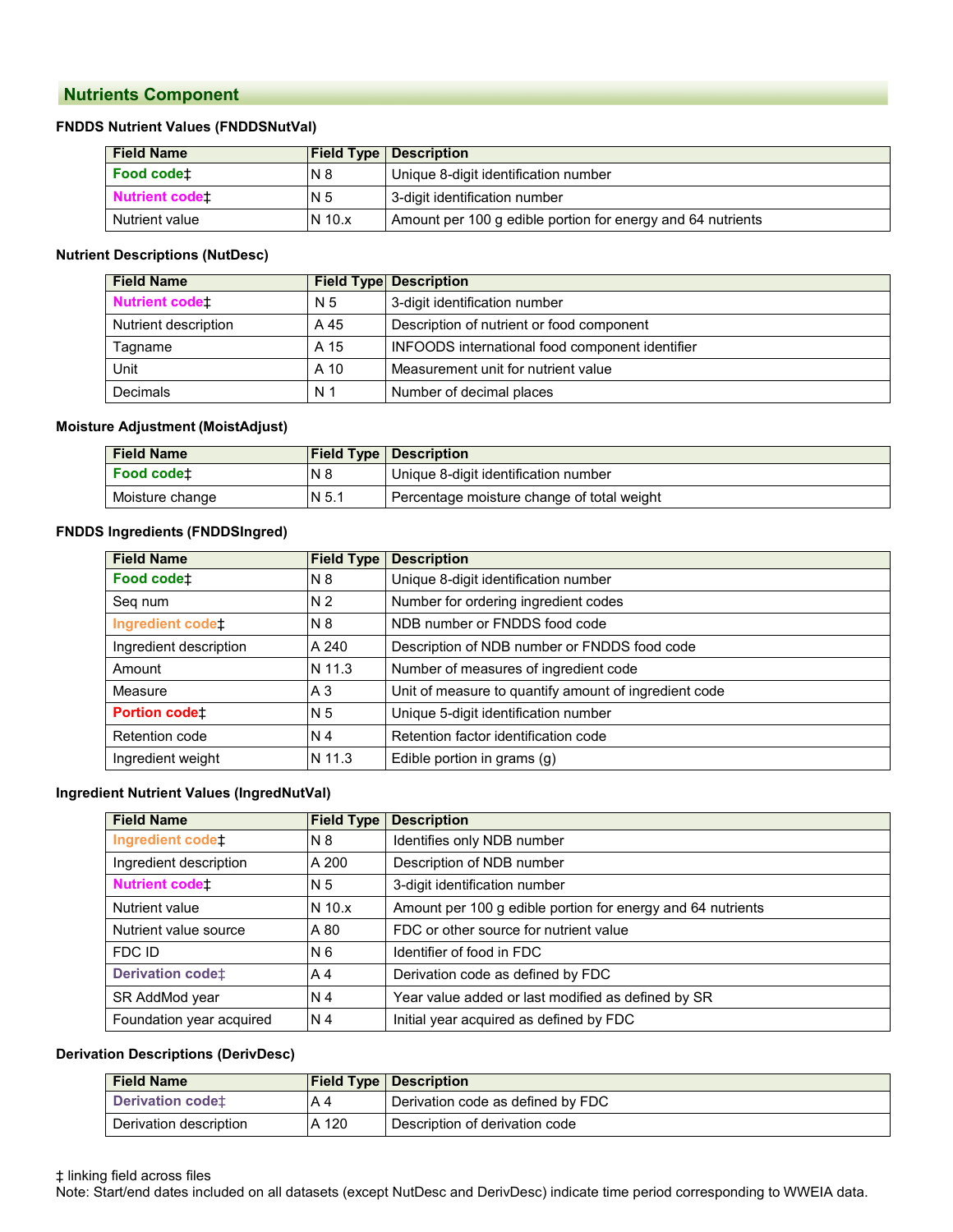## Nutrients Component

### FNDDS Nutrient Values (FNDDSNutVal)

| Field Name | Field Type | Description |
|---|---|---|
| Food code‡ | N 8 | Unique 8-digit identification number |
| Nutrient code‡ | N 5 | 3-digit identification number |
| Nutrient value | N 10.x | Amount per 100 g edible portion for energy and 64 nutrients |

### Nutrient Descriptions (NutDesc)

| Field Name | Field Type | Description |
|---|---|---|
| Nutrient code‡ | N 5 | 3-digit identification number |
| Nutrient description | A 45 | Description of nutrient or food component |
| Tagname | A 15 | INFOODS international food component identifier |
| Unit | A 10 | Measurement unit for nutrient value |
| Decimals | N 1 | Number of decimal places |

### Moisture Adjustment (MoistAdjust)

| Field Name | Field Type | Description |
|---|---|---|
| Food code‡ | N 8 | Unique 8-digit identification number |
| Moisture change | N 5.1 | Percentage moisture change of total weight |

### FNDDS Ingredients (FNDDSIngred)

| Field Name | Field Type | Description |
|---|---|---|
| Food code‡ | N 8 | Unique 8-digit identification number |
| Seq num | N 2 | Number for ordering ingredient codes |
| Ingredient code‡ | N 8 | NDB number or FNDDS food code |
| Ingredient description | A 240 | Description of NDB number or FNDDS food code |
| Amount | N 11.3 | Number of measures of ingredient code |
| Measure | A 3 | Unit of measure to quantify amount of ingredient code |
| Portion code‡ | N 5 | Unique 5-digit identification number |
| Retention code | N 4 | Retention factor identification code |
| Ingredient weight | N 11.3 | Edible portion in grams (g) |

### Ingredient Nutrient Values (IngredNutVal)

| Field Name | Field Type | Description |
|---|---|---|
| Ingredient code‡ | N 8 | Identifies only NDB number |
| Ingredient description | A 200 | Description of NDB number |
| Nutrient code‡ | N 5 | 3-digit identification number |
| Nutrient value | N 10.x | Amount per 100 g edible portion for energy and 64 nutrients |
| Nutrient value source | A 80 | FDC or other source for nutrient value |
| FDC ID | N 6 | Identifier of food in FDC |
| Derivation code‡ | A 4 | Derivation code as defined by FDC |
| SR AddMod year | N 4 | Year value added or last modified as defined by SR |
| Foundation year acquired | N 4 | Initial year acquired as defined by FDC |

### Derivation Descriptions (DerivDesc)

| Field Name | Field Type | Description |
|---|---|---|
| Derivation code‡ | A 4 | Derivation code as defined by FDC |
| Derivation description | A 120 | Description of derivation code |

‡ linking field across files

Note: Start/end dates included on all datasets (except NutDesc and DerivDesc) indicate time period corresponding to WWEIA data.